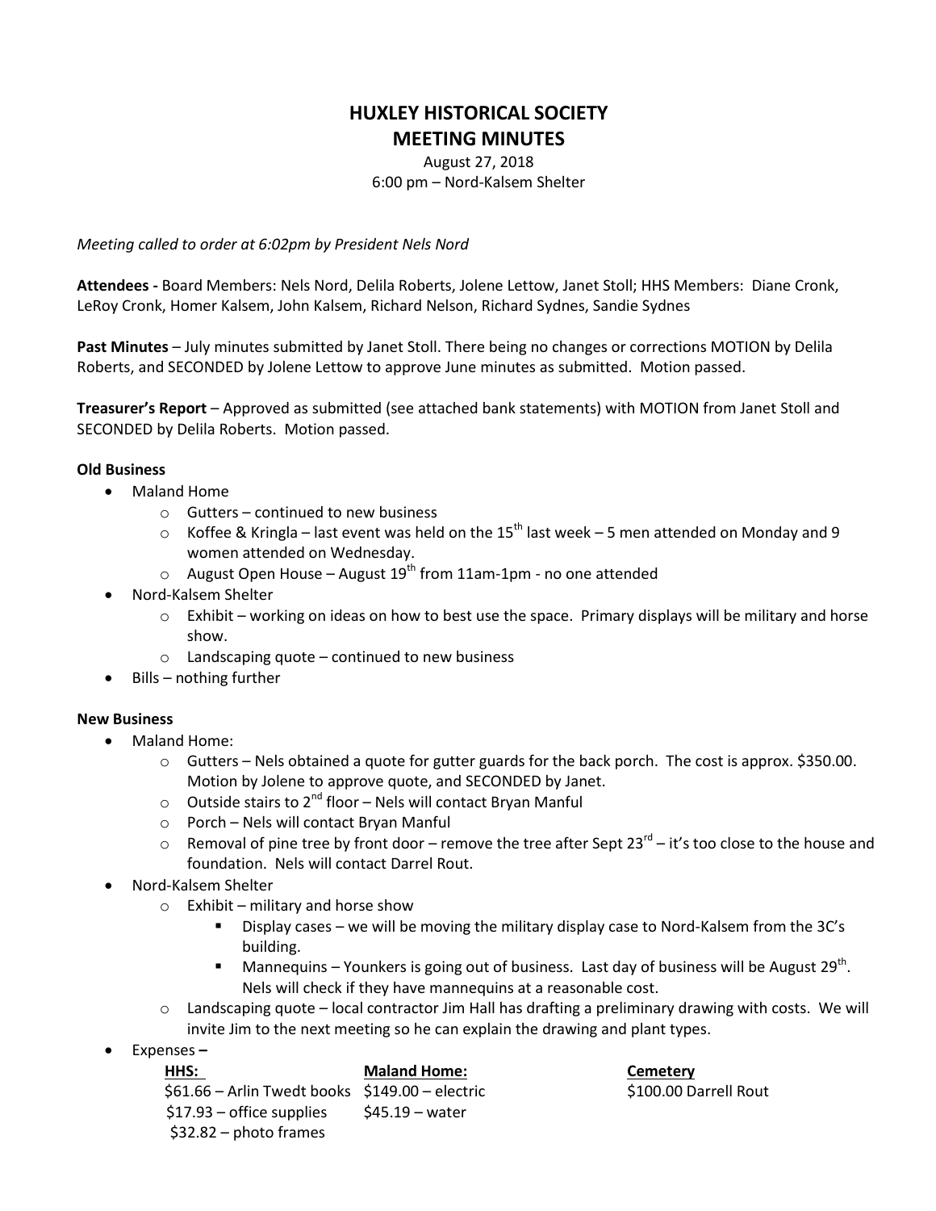# HUXLEY HISTORICAL SOCIETY
# MEETING MINUTES

August 27, 2018
6:00 pm – Nord-Kalsem Shelter

*Meeting called to order at 6:02pm by President Nels Nord*

**Attendees -** Board Members: Nels Nord, Delila Roberts, Jolene Lettow, Janet Stoll; HHS Members: Diane Cronk, LeRoy Cronk, Homer Kalsem, John Kalsem, Richard Nelson, Richard Sydnes, Sandie Sydnes

**Past Minutes** – July minutes submitted by Janet Stoll. There being no changes or corrections MOTION by Delila Roberts, and SECONDED by Jolene Lettow to approve June minutes as submitted. Motion passed.

**Treasurer's Report** – Approved as submitted (see attached bank statements) with MOTION from Janet Stoll and SECONDED by Delila Roberts. Motion passed.

**Old Business**

- Maland Home
  - Gutters – continued to new business
  - Koffee & Kringla – last event was held on the 15th last week – 5 men attended on Monday and 9 women attended on Wednesday.
  - August Open House – August 19th from 11am-1pm - no one attended
- Nord-Kalsem Shelter
  - Exhibit – working on ideas on how to best use the space. Primary displays will be military and horse show.
  - Landscaping quote – continued to new business
- Bills – nothing further

**New Business**

- Maland Home:
  - Gutters – Nels obtained a quote for gutter guards for the back porch. The cost is approx. $350.00. Motion by Jolene to approve quote, and SECONDED by Janet.
  - Outside stairs to 2nd floor – Nels will contact Bryan Manful
  - Porch – Nels will contact Bryan Manful
  - Removal of pine tree by front door – remove the tree after Sept 23rd – it's too close to the house and foundation. Nels will contact Darrel Rout.
- Nord-Kalsem Shelter
  - Exhibit – military and horse show
    - Display cases – we will be moving the military display case to Nord-Kalsem from the 3C's building.
    - Mannequins – Younkers is going out of business. Last day of business will be August 29th. Nels will check if they have mannequins at a reasonable cost.
  - Landscaping quote – local contractor Jim Hall has drafting a preliminary drawing with costs. We will invite Jim to the next meeting so he can explain the drawing and plant types.
- Expenses **–**

| **HHS:** | **Maland Home:** | **Cemetery** |
|---|---|---|
| $61.66 – Arlin Twedt books | $149.00 – electric | $100.00 Darrell Rout |
| $17.93 – office supplies | $45.19 – water | |
| $32.82 – photo frames | | |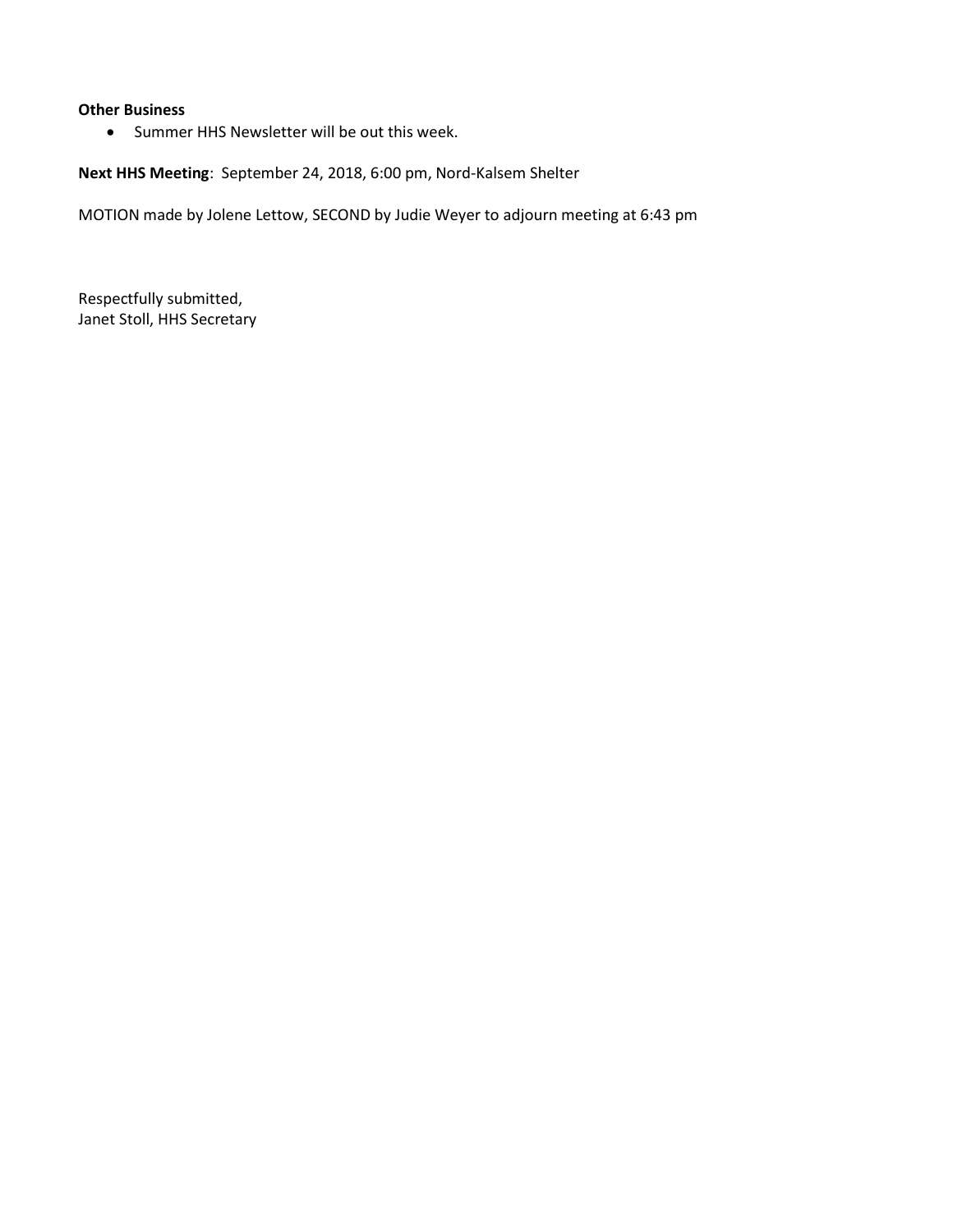**Other Business**

- Summer HHS Newsletter will be out this week.

**Next HHS Meeting**: September 24, 2018, 6:00 pm, Nord-Kalsem Shelter

MOTION made by Jolene Lettow, SECOND by Judie Weyer to adjourn meeting at 6:43 pm

Respectfully submitted,
Janet Stoll, HHS Secretary